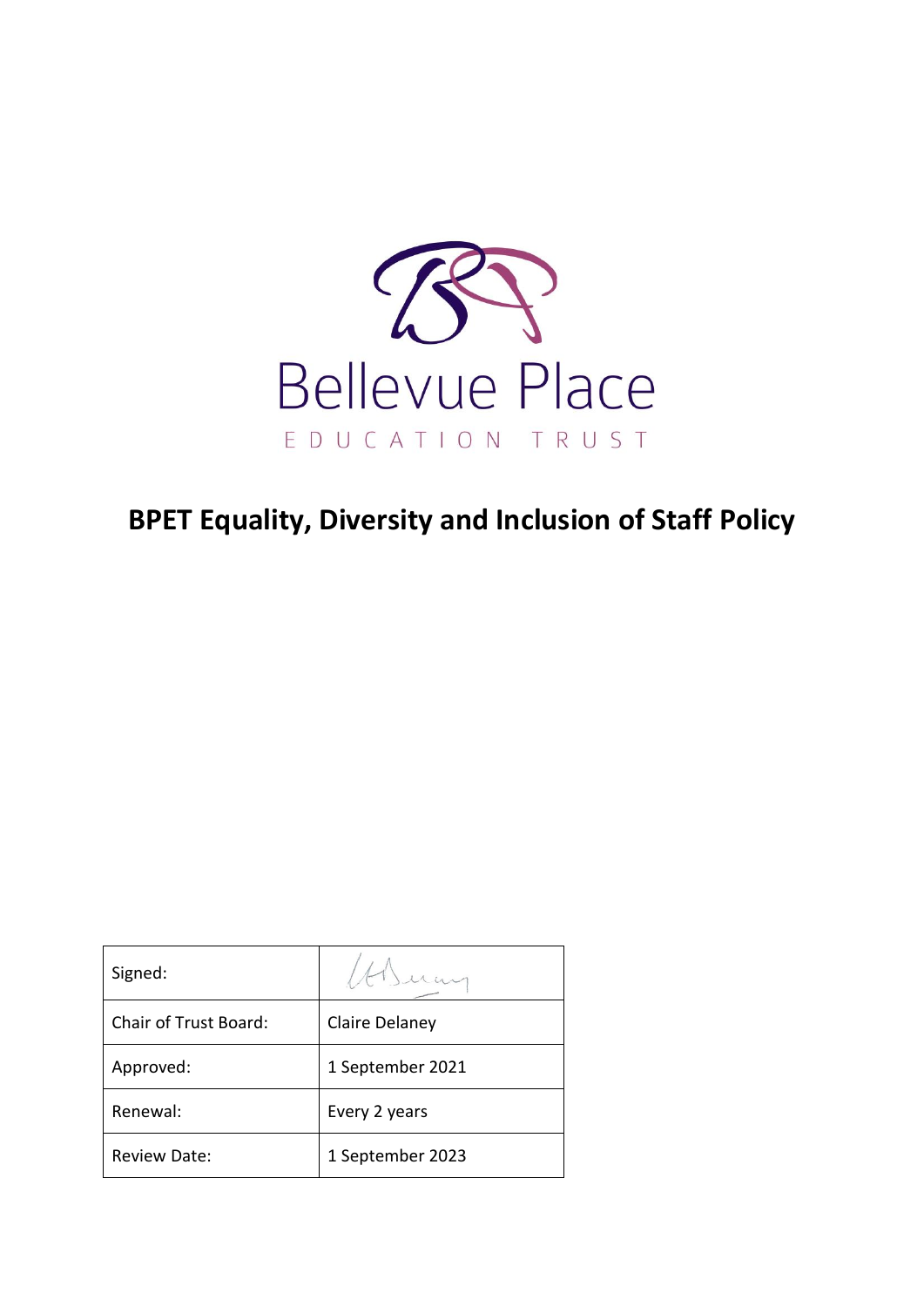Bellevue Place

EDUCATION TRUST

# BPET Equality, Diversity and Inclusion of Staff Policy

| Signed: | |
| --- | --- |
| Chair of Trust Board: | Claire Delaney |
| Approved: | 1 September 2021 |
| Renewal: | Every 2 years |
| Review Date: | 1 September 2023 |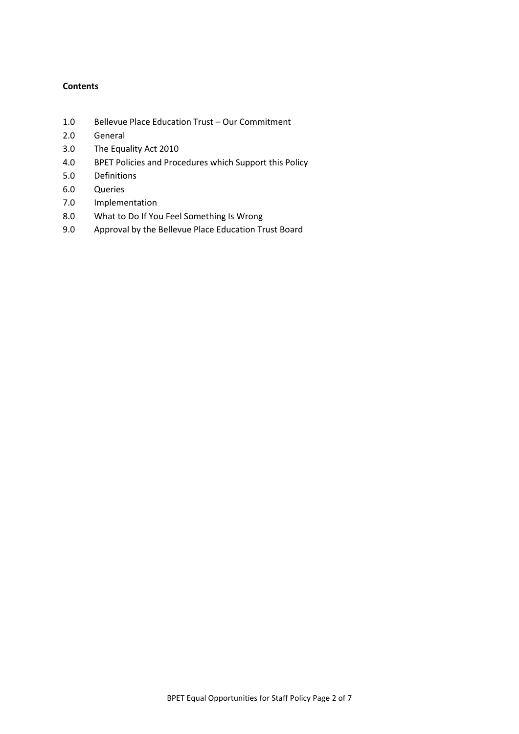**Contents**

1.0 Bellevue Place Education Trust – Our Commitment
2.0 General
3.0 The Equality Act 2010
4.0 BPET Policies and Procedures which Support this Policy
5.0 Definitions
6.0 Queries
7.0 Implementation
8.0 What to Do If You Feel Something Is Wrong
9.0 Approval by the Bellevue Place Education Trust Board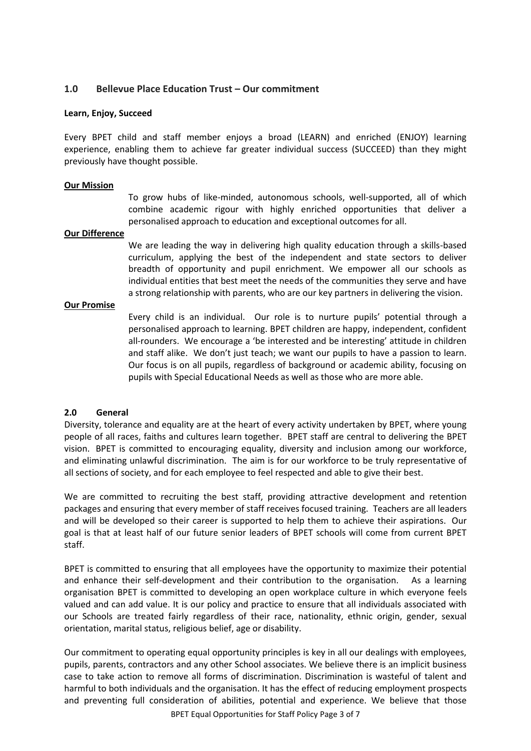## 1.0 Bellevue Place Education Trust – Our commitment

**Learn, Enjoy, Succeed**

Every BPET child and staff member enjoys a broad (LEARN) and enriched (ENJOY) learning experience, enabling them to achieve far greater individual success (SUCCEED) than they might previously have thought possible.

**Our Mission**

To grow hubs of like-minded, autonomous schools, well-supported, all of which combine academic rigour with highly enriched opportunities that deliver a personalised approach to education and exceptional outcomes for all.

**Our Difference**

We are leading the way in delivering high quality education through a skills-based curriculum, applying the best of the independent and state sectors to deliver breadth of opportunity and pupil enrichment. We empower all our schools as individual entities that best meet the needs of the communities they serve and have a strong relationship with parents, who are our key partners in delivering the vision.

**Our Promise**

Every child is an individual. Our role is to nurture pupils' potential through a personalised approach to learning. BPET children are happy, independent, confident all-rounders. We encourage a 'be interested and be interesting' attitude in children and staff alike. We don't just teach; we want our pupils to have a passion to learn. Our focus is on all pupils, regardless of background or academic ability, focusing on pupils with Special Educational Needs as well as those who are more able.

## 2.0 General

Diversity, tolerance and equality are at the heart of every activity undertaken by BPET, where young people of all races, faiths and cultures learn together. BPET staff are central to delivering the BPET vision. BPET is committed to encouraging equality, diversity and inclusion among our workforce, and eliminating unlawful discrimination. The aim is for our workforce to be truly representative of all sections of society, and for each employee to feel respected and able to give their best.

We are committed to recruiting the best staff, providing attractive development and retention packages and ensuring that every member of staff receives focused training. Teachers are all leaders and will be developed so their career is supported to help them to achieve their aspirations. Our goal is that at least half of our future senior leaders of BPET schools will come from current BPET staff.

BPET is committed to ensuring that all employees have the opportunity to maximize their potential and enhance their self-development and their contribution to the organisation. As a learning organisation BPET is committed to developing an open workplace culture in which everyone feels valued and can add value. It is our policy and practice to ensure that all individuals associated with our Schools are treated fairly regardless of their race, nationality, ethnic origin, gender, sexual orientation, marital status, religious belief, age or disability.

Our commitment to operating equal opportunity principles is key in all our dealings with employees, pupils, parents, contractors and any other School associates. We believe there is an implicit business case to take action to remove all forms of discrimination. Discrimination is wasteful of talent and harmful to both individuals and the organisation. It has the effect of reducing employment prospects and preventing full consideration of abilities, potential and experience. We believe that those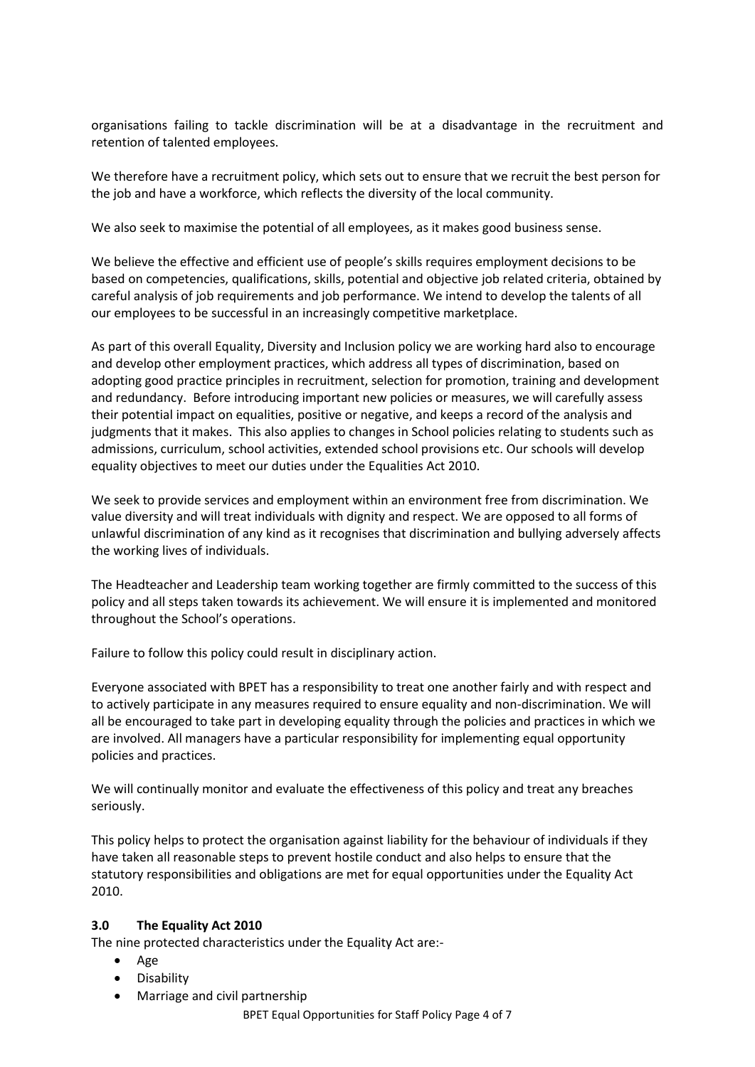organisations failing to tackle discrimination will be at a disadvantage in the recruitment and retention of talented employees.

We therefore have a recruitment policy, which sets out to ensure that we recruit the best person for the job and have a workforce, which reflects the diversity of the local community.

We also seek to maximise the potential of all employees, as it makes good business sense.

We believe the effective and efficient use of people's skills requires employment decisions to be based on competencies, qualifications, skills, potential and objective job related criteria, obtained by careful analysis of job requirements and job performance. We intend to develop the talents of all our employees to be successful in an increasingly competitive marketplace.

As part of this overall Equality, Diversity and Inclusion policy we are working hard also to encourage and develop other employment practices, which address all types of discrimination, based on adopting good practice principles in recruitment, selection for promotion, training and development and redundancy. Before introducing important new policies or measures, we will carefully assess their potential impact on equalities, positive or negative, and keeps a record of the analysis and judgments that it makes. This also applies to changes in School policies relating to students such as admissions, curriculum, school activities, extended school provisions etc. Our schools will develop equality objectives to meet our duties under the Equalities Act 2010.

We seek to provide services and employment within an environment free from discrimination. We value diversity and will treat individuals with dignity and respect. We are opposed to all forms of unlawful discrimination of any kind as it recognises that discrimination and bullying adversely affects the working lives of individuals.

The Headteacher and Leadership team working together are firmly committed to the success of this policy and all steps taken towards its achievement. We will ensure it is implemented and monitored throughout the School's operations.

Failure to follow this policy could result in disciplinary action.

Everyone associated with BPET has a responsibility to treat one another fairly and with respect and to actively participate in any measures required to ensure equality and non-discrimination. We will all be encouraged to take part in developing equality through the policies and practices in which we are involved. All managers have a particular responsibility for implementing equal opportunity policies and practices.

We will continually monitor and evaluate the effectiveness of this policy and treat any breaches seriously.

This policy helps to protect the organisation against liability for the behaviour of individuals if they have taken all reasonable steps to prevent hostile conduct and also helps to ensure that the statutory responsibilities and obligations are met for equal opportunities under the Equality Act 2010.

### 3.0 The Equality Act 2010

The nine protected characteristics under the Equality Act are:-

- Age
- Disability
- Marriage and civil partnership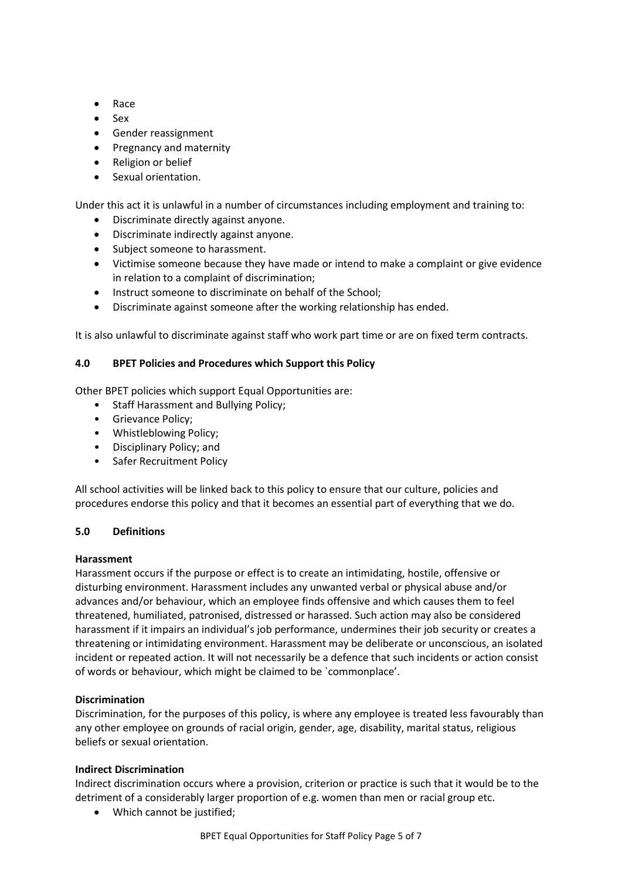- Race
- Sex
- Gender reassignment
- Pregnancy and maternity
- Religion or belief
- Sexual orientation.

Under this act it is unlawful in a number of circumstances including employment and training to:

- Discriminate directly against anyone.
- Discriminate indirectly against anyone.
- Subject someone to harassment.
- Victimise someone because they have made or intend to make a complaint or give evidence in relation to a complaint of discrimination;
- Instruct someone to discriminate on behalf of the School;
- Discriminate against someone after the working relationship has ended.

It is also unlawful to discriminate against staff who work part time or are on fixed term contracts.

### 4.0 BPET Policies and Procedures which Support this Policy

Other BPET policies which support Equal Opportunities are:

- Staff Harassment and Bullying Policy;
- Grievance Policy;
- Whistleblowing Policy;
- Disciplinary Policy; and
- Safer Recruitment Policy

All school activities will be linked back to this policy to ensure that our culture, policies and procedures endorse this policy and that it becomes an essential part of everything that we do.

### 5.0 Definitions

**Harassment**
Harassment occurs if the purpose or effect is to create an intimidating, hostile, offensive or disturbing environment. Harassment includes any unwanted verbal or physical abuse and/or advances and/or behaviour, which an employee finds offensive and which causes them to feel threatened, humiliated, patronised, distressed or harassed. Such action may also be considered harassment if it impairs an individual's job performance, undermines their job security or creates a threatening or intimidating environment. Harassment may be deliberate or unconscious, an isolated incident or repeated action. It will not necessarily be a defence that such incidents or action consist of words or behaviour, which might be claimed to be `commonplace'.

**Discrimination**
Discrimination, for the purposes of this policy, is where any employee is treated less favourably than any other employee on grounds of racial origin, gender, age, disability, marital status, religious beliefs or sexual orientation.

**Indirect Discrimination**
Indirect discrimination occurs where a provision, criterion or practice is such that it would be to the detriment of a considerably larger proportion of e.g. women than men or racial group etc.

- Which cannot be justified;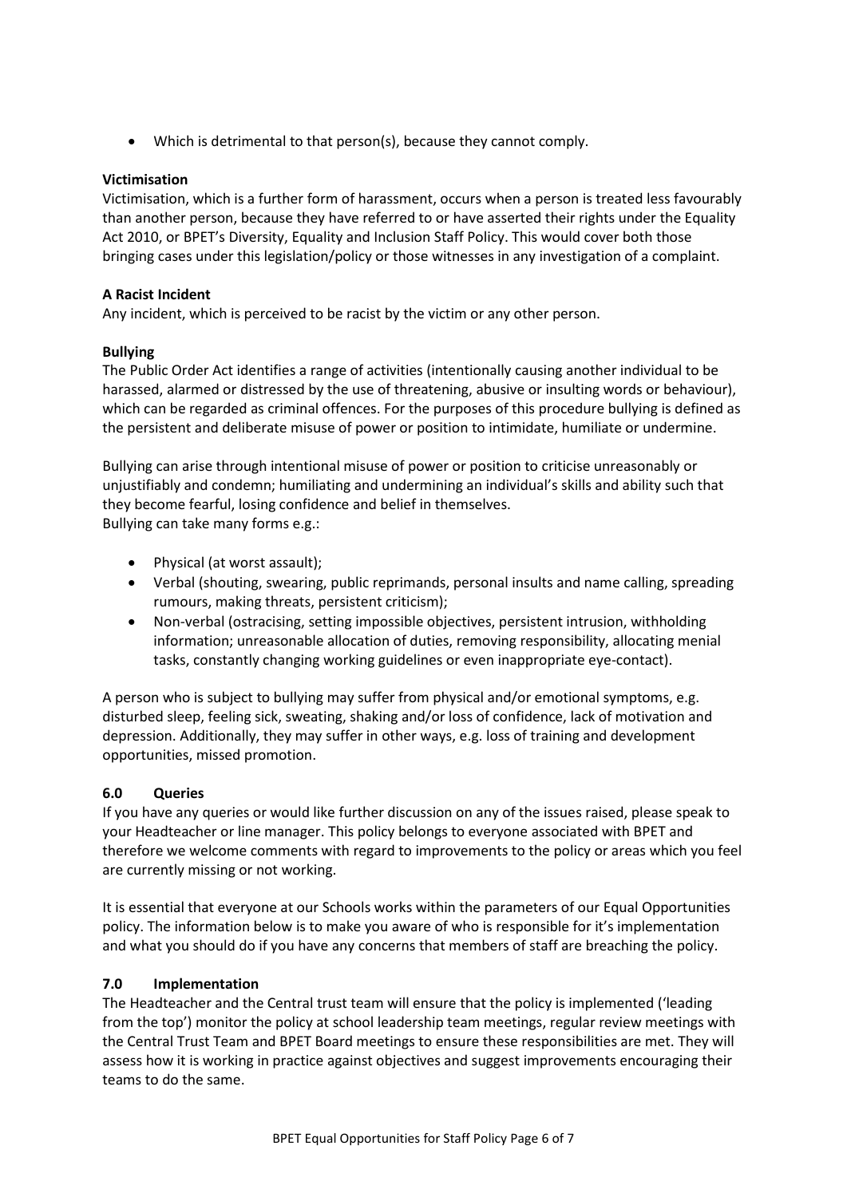- Which is detrimental to that person(s), because they cannot comply.

**Victimisation**
Victimisation, which is a further form of harassment, occurs when a person is treated less favourably than another person, because they have referred to or have asserted their rights under the Equality Act 2010, or BPET's Diversity, Equality and Inclusion Staff Policy. This would cover both those bringing cases under this legislation/policy or those witnesses in any investigation of a complaint.

**A Racist Incident**
Any incident, which is perceived to be racist by the victim or any other person.

**Bullying**
The Public Order Act identifies a range of activities (intentionally causing another individual to be harassed, alarmed or distressed by the use of threatening, abusive or insulting words or behaviour), which can be regarded as criminal offences. For the purposes of this procedure bullying is defined as the persistent and deliberate misuse of power or position to intimidate, humiliate or undermine.

Bullying can arise through intentional misuse of power or position to criticise unreasonably or unjustifiably and condemn; humiliating and undermining an individual's skills and ability such that they become fearful, losing confidence and belief in themselves.
Bullying can take many forms e.g.:

- Physical (at worst assault);
- Verbal (shouting, swearing, public reprimands, personal insults and name calling, spreading rumours, making threats, persistent criticism);
- Non-verbal (ostracising, setting impossible objectives, persistent intrusion, withholding information; unreasonable allocation of duties, removing responsibility, allocating menial tasks, constantly changing working guidelines or even inappropriate eye-contact).

A person who is subject to bullying may suffer from physical and/or emotional symptoms, e.g. disturbed sleep, feeling sick, sweating, shaking and/or loss of confidence, lack of motivation and depression. Additionally, they may suffer in other ways, e.g. loss of training and development opportunities, missed promotion.

## 6.0 Queries

If you have any queries or would like further discussion on any of the issues raised, please speak to your Headteacher or line manager. This policy belongs to everyone associated with BPET and therefore we welcome comments with regard to improvements to the policy or areas which you feel are currently missing or not working.

It is essential that everyone at our Schools works within the parameters of our Equal Opportunities policy. The information below is to make you aware of who is responsible for it's implementation and what you should do if you have any concerns that members of staff are breaching the policy.

## 7.0 Implementation

The Headteacher and the Central trust team will ensure that the policy is implemented ('leading from the top') monitor the policy at school leadership team meetings, regular review meetings with the Central Trust Team and BPET Board meetings to ensure these responsibilities are met. They will assess how it is working in practice against objectives and suggest improvements encouraging their teams to do the same.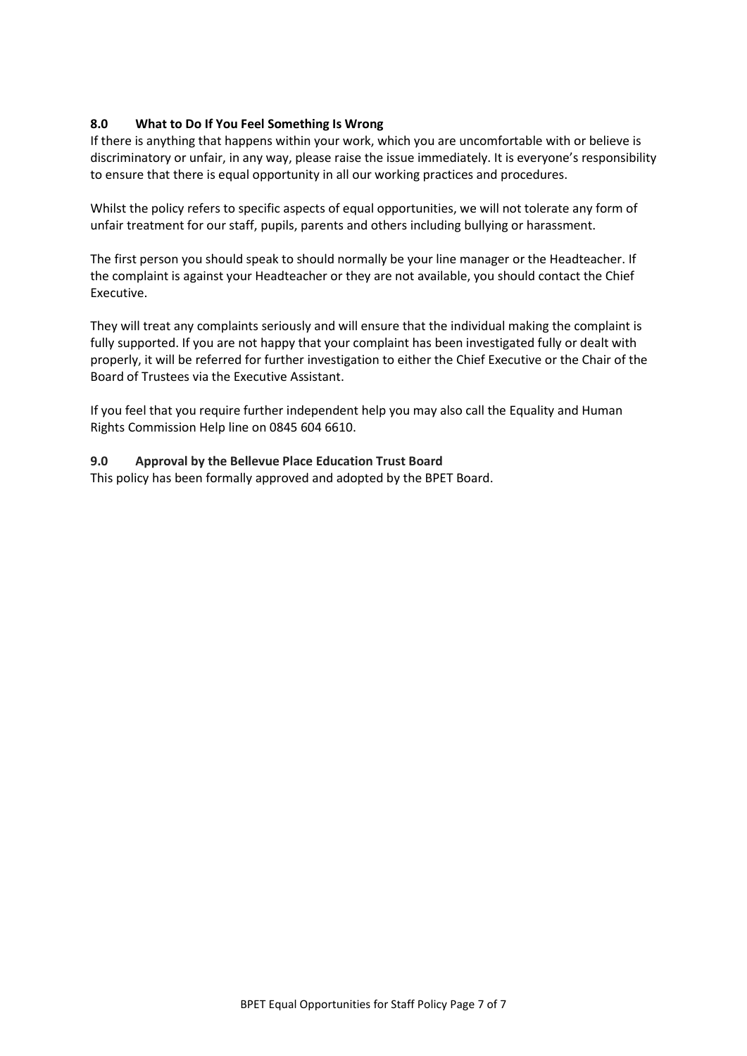## 8.0 What to Do If You Feel Something Is Wrong

If there is anything that happens within your work, which you are uncomfortable with or believe is discriminatory or unfair, in any way, please raise the issue immediately. It is everyone's responsibility to ensure that there is equal opportunity in all our working practices and procedures.

Whilst the policy refers to specific aspects of equal opportunities, we will not tolerate any form of unfair treatment for our staff, pupils, parents and others including bullying or harassment.

The first person you should speak to should normally be your line manager or the Headteacher. If the complaint is against your Headteacher or they are not available, you should contact the Chief Executive.

They will treat any complaints seriously and will ensure that the individual making the complaint is fully supported. If you are not happy that your complaint has been investigated fully or dealt with properly, it will be referred for further investigation to either the Chief Executive or the Chair of the Board of Trustees via the Executive Assistant.

If you feel that you require further independent help you may also call the Equality and Human Rights Commission Help line on 0845 604 6610.

## 9.0 Approval by the Bellevue Place Education Trust Board

This policy has been formally approved and adopted by the BPET Board.